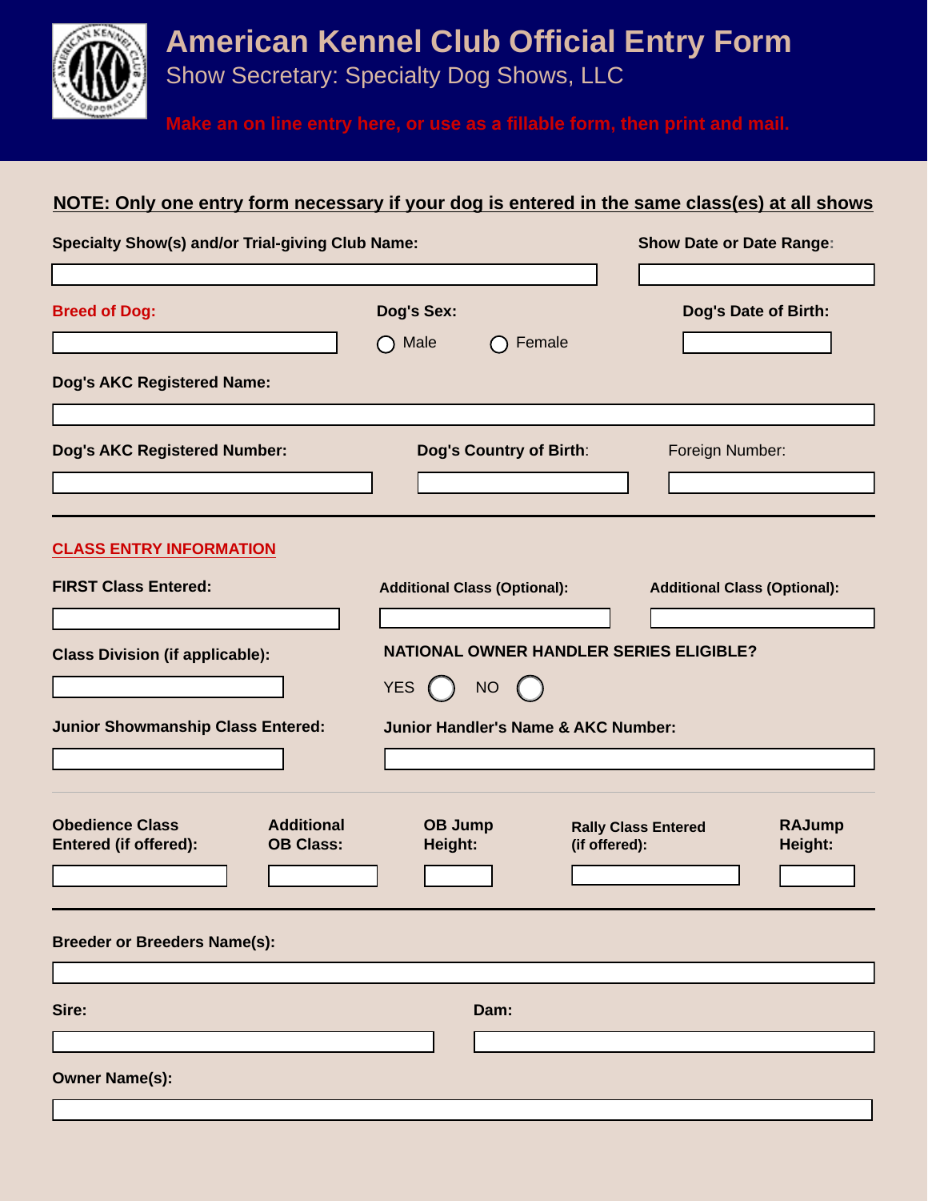# American Kennel Club Official Entry Form

Show Secretary: Specialty Dog Shows, LLC

Make an on line entry here, or use as a fillable form, then print and mail.

**NOTE: Only one entry form necessary if your dog is entered in the same class(es) at all shows**

**Specialty Show(s) and/or Trial-giving Club Name:**

**Show Date or Date Range:**

**Breed of Dog:**

**Dog's Sex:** ◯ Male ◯ Female

**Dog's Date of Birth:**

**Dog's AKC Registered Name:**

**Dog's AKC Registered Number:**

**Dog's Country of Birth:**

Foreign Number:

---

## CLASS ENTRY INFORMATION

**FIRST Class Entered:**

**Additional Class (Optional):**

**Additional Class (Optional):**

**Class Division (if applicable):**

**NATIONAL OWNER HANDLER SERIES ELIGIBLE?**

YES ◯ NO ◯

**Junior Showmanship Class Entered:**

**Junior Handler's Name & AKC Number:**

**Obedience Class Entered (if offered):**

**Additional OB Class:**

**OB Jump Height:**

**Rally Class Entered (if offered):**

**RAJump Height:**

---

**Breeder or Breeders Name(s):**

**Sire:**

**Dam:**

**Owner Name(s):**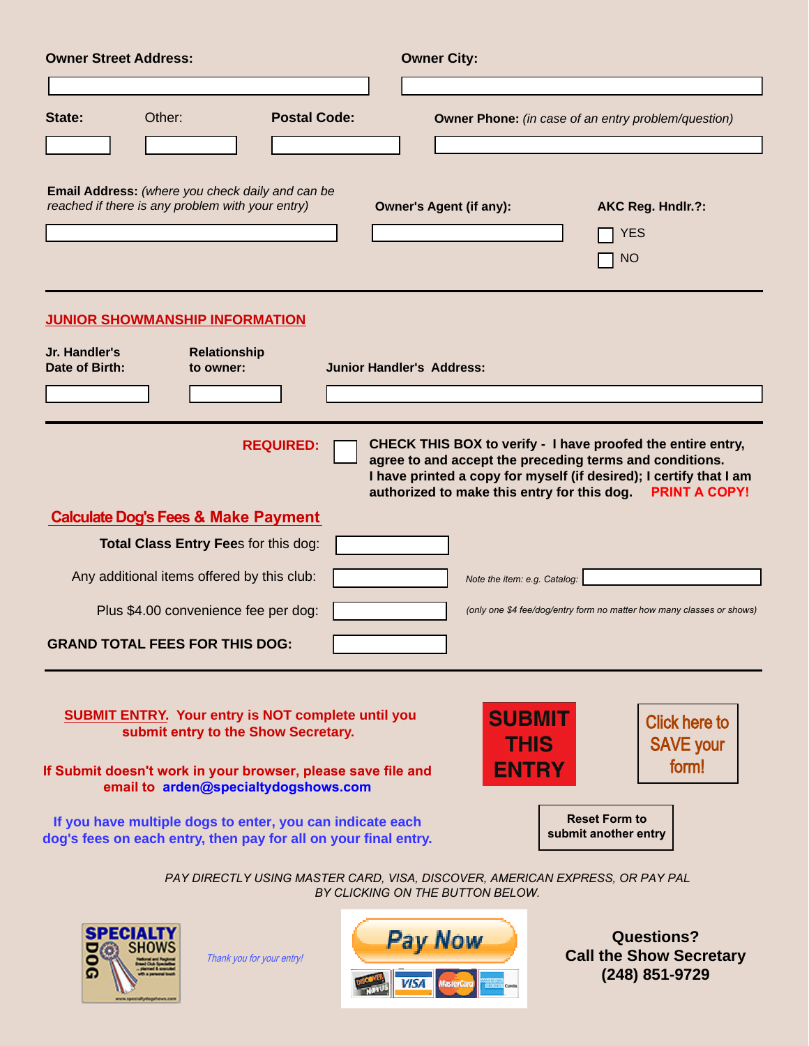**Owner Street Address:**

**Owner City:**

**State:** Other: **Postal Code:** **Owner Phone:** *(in case of an entry problem/question)*

**Email Address:** *(where you check daily and can be reached if there is any problem with your entry)*

**Owner's Agent (if any):**

**AKC Reg. Hndlr.?:**

- ☐ YES
- ☐ NO

---

## JUNIOR SHOWMANSHIP INFORMATION

**Jr. Handler's Date of Birth:** **Relationship to owner:** **Junior Handler's Address:**

---

**REQUIRED:** ☐ **CHECK THIS BOX to verify - I have proofed the entire entry, agree to and accept the preceding terms and conditions. I have printed a copy for myself (if desired); I certify that I am authorized to make this entry for this dog. PRINT A COPY!**

## Calculate Dog's Fees & Make Payment

**Total Class Entry Fee**s for this dog:

Any additional items offered by this club: *Note the item: e.g. Catalog:*

Plus $4.00 convenience fee per dog: *(only one $4 fee/dog/entry form no matter how many classes or shows)*

**GRAND TOTAL FEES FOR THIS DOG:**

---

**SUBMIT ENTRY. Your entry is NOT complete until you submit entry to the Show Secretary.**

**If Submit doesn't work in your browser, please save file and email to arden@specialtydogshows.com**

**If you have multiple dogs to enter, you can indicate each dog's fees on each entry, then pay for all on your final entry.**

**SUBMIT THIS ENTRY**

Click here to SAVE your form!

**Reset Form to submit another entry**

*PAY DIRECTLY USING MASTER CARD, VISA, DISCOVER, AMERICAN EXPRESS, OR PAY PAL BY CLICKING ON THE BUTTON BELOW.*

SPECIALTY DOG SHOWS

*Thank you for your entry!*

Pay Now

**Questions? Call the Show Secretary (248) 851-9729**